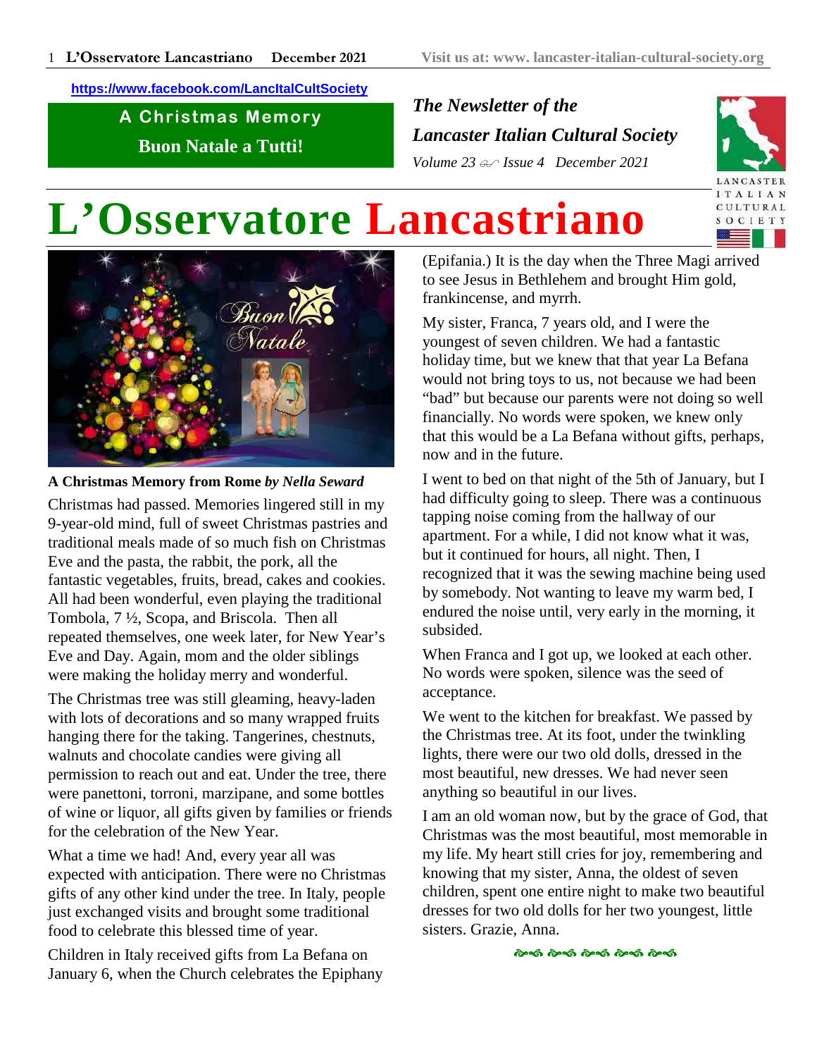https://www.facebook.com/LancItalCultSociety

**A Christmas Memory**

**Buon Natale a Tutti!**

*The Newsletter of the*

*Lancaster Italian Cultural Society*

*Volume 23 Issue 4 December 2021*

# L'Osservatore Lancastriano

**A Christmas Memory from Rome** ***by Nella Seward***

Christmas had passed. Memories lingered still in my 9-year-old mind, full of sweet Christmas pastries and traditional meals made of so much fish on Christmas Eve and the pasta, the rabbit, the pork, all the fantastic vegetables, fruits, bread, cakes and cookies. All had been wonderful, even playing the traditional Tombola, 7 ½, Scopa, and Briscola. Then all repeated themselves, one week later, for New Year's Eve and Day. Again, mom and the older siblings were making the holiday merry and wonderful.

The Christmas tree was still gleaming, heavy-laden with lots of decorations and so many wrapped fruits hanging there for the taking. Tangerines, chestnuts, walnuts and chocolate candies were giving all permission to reach out and eat. Under the tree, there were panettoni, torroni, marzipane, and some bottles of wine or liquor, all gifts given by families or friends for the celebration of the New Year.

What a time we had! And, every year all was expected with anticipation. There were no Christmas gifts of any other kind under the tree. In Italy, people just exchanged visits and brought some traditional food to celebrate this blessed time of year.

Children in Italy received gifts from La Befana on January 6, when the Church celebrates the Epiphany (Epifania.) It is the day when the Three Magi arrived to see Jesus in Bethlehem and brought Him gold, frankincense, and myrrh.

My sister, Franca, 7 years old, and I were the youngest of seven children. We had a fantastic holiday time, but we knew that that year La Befana would not bring toys to us, not because we had been "bad" but because our parents were not doing so well financially. No words were spoken, we knew only that this would be a La Befana without gifts, perhaps, now and in the future.

I went to bed on that night of the 5th of January, but I had difficulty going to sleep. There was a continuous tapping noise coming from the hallway of our apartment. For a while, I did not know what it was, but it continued for hours, all night. Then, I recognized that it was the sewing machine being used by somebody. Not wanting to leave my warm bed, I endured the noise until, very early in the morning, it subsided.

When Franca and I got up, we looked at each other. No words were spoken, silence was the seed of acceptance.

We went to the kitchen for breakfast. We passed by the Christmas tree. At its foot, under the twinkling lights, there were our two old dolls, dressed in the most beautiful, new dresses. We had never seen anything so beautiful in our lives.

I am an old woman now, but by the grace of God, that Christmas was the most beautiful, most memorable in my life. My heart still cries for joy, remembering and knowing that my sister, Anna, the oldest of seven children, spent one entire night to make two beautiful dresses for two old dolls for her two youngest, little sisters. Grazie, Anna.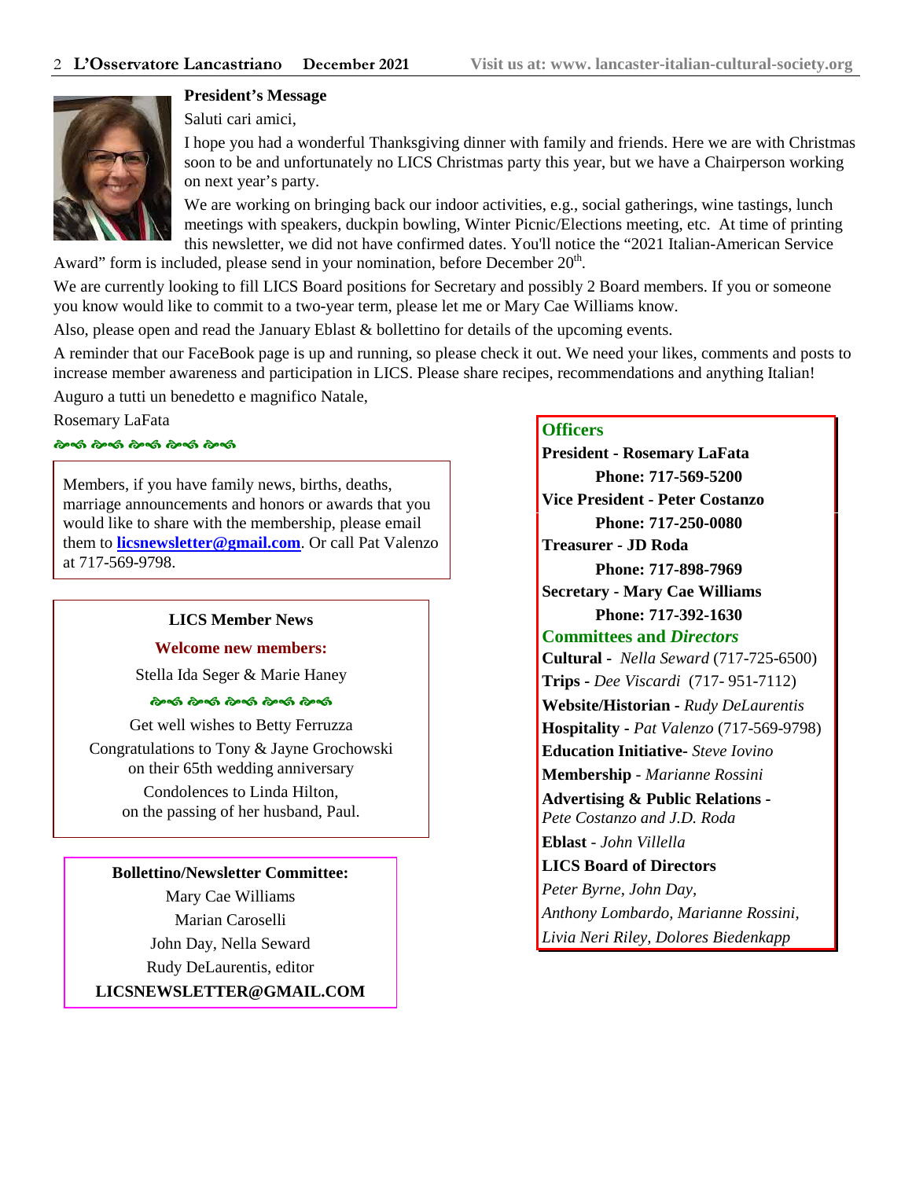## President's Message

Saluti cari amici,

I hope you had a wonderful Thanksgiving dinner with family and friends. Here we are with Christmas soon to be and unfortunately no LICS Christmas party this year, but we have a Chairperson working on next year's party.

We are working on bringing back our indoor activities, e.g., social gatherings, wine tastings, lunch meetings with speakers, duckpin bowling, Winter Picnic/Elections meeting, etc. At time of printing this newsletter, we did not have confirmed dates. You'll notice the "2021 Italian-American Service Award" form is included, please send in your nomination, before December 20th.

We are currently looking to fill LICS Board positions for Secretary and possibly 2 Board members. If you or someone you know would like to commit to a two-year term, please let me or Mary Cae Williams know.

Also, please open and read the January Eblast & bollettino for details of the upcoming events.

A reminder that our FaceBook page is up and running, so please check it out. We need your likes, comments and posts to increase member awareness and participation in LICS. Please share recipes, recommendations and anything Italian!

Auguro a tutti un benedetto e magnifico Natale,

Rosemary LaFata

---

Members, if you have family news, births, deaths, marriage announcements and honors or awards that you would like to share with the membership, please email them to **licsnewsletter@gmail.com**. Or call Pat Valenzo at 717-569-9798.

---

### LICS Member News

**Welcome new members:**

Stella Ida Seger & Marie Haney

Get well wishes to Betty Ferruzza

Congratulations to Tony & Jayne Grochowski on their 65th wedding anniversary

Condolences to Linda Hilton, on the passing of her husband, Paul.

---

**Bollettino/Newsletter Committee:**

Mary Cae Williams
Marian Caroselli
John Day, Nella Seward
Rudy DeLaurentis, editor
**LICSNEWSLETTER@GMAIL.COM**

---

### Officers

**President - Rosemary LaFata**
**Phone: 717-569-5200**

**Vice President - Peter Costanzo**
**Phone: 717-250-0080**

**Treasurer - JD Roda**
**Phone: 717-898-7969**

**Secretary - Mary Cae Williams**
**Phone: 717-392-1630**

### Committees and *Directors*

**Cultural -** *Nella Seward* (717-725-6500)

**Trips -** *Dee Viscardi* (717- 951-7112)

**Website/Historian -** *Rudy DeLaurentis*

**Hospitality -** *Pat Valenzo* (717-569-9798)

**Education Initiative-** *Steve Iovino*

**Membership** - *Marianne Rossini*

**Advertising & Public Relations -** *Pete Costanzo and J.D. Roda*

**Eblast** - *John Villella*

**LICS Board of Directors**

*Peter Byrne, John Day, Anthony Lombardo, Marianne Rossini, Livia Neri Riley, Dolores Biedenkapp*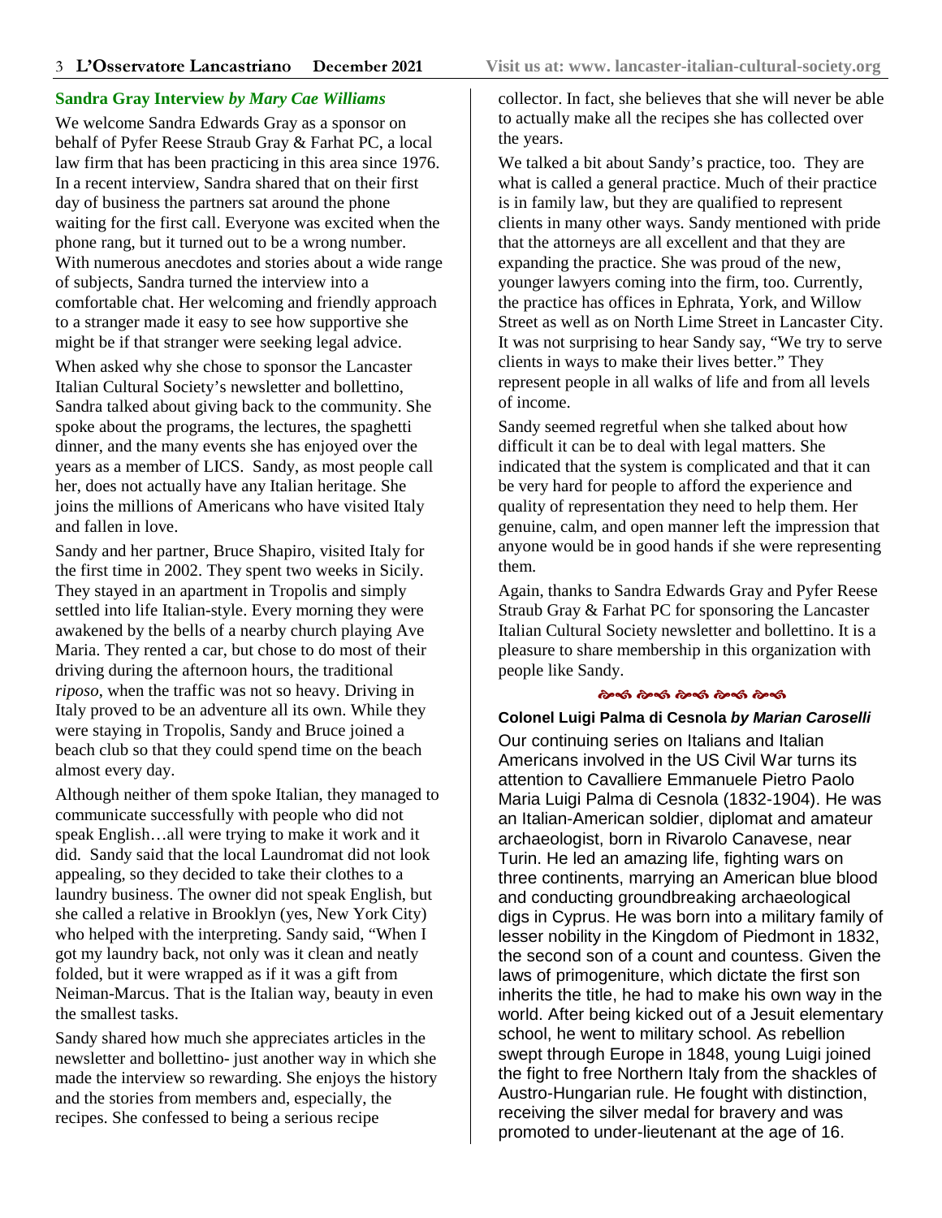### Sandra Gray Interview *by Mary Cae Williams*

We welcome Sandra Edwards Gray as a sponsor on behalf of Pyfer Reese Straub Gray & Farhat PC, a local law firm that has been practicing in this area since 1976. In a recent interview, Sandra shared that on their first day of business the partners sat around the phone waiting for the first call. Everyone was excited when the phone rang, but it turned out to be a wrong number. With numerous anecdotes and stories about a wide range of subjects, Sandra turned the interview into a comfortable chat. Her welcoming and friendly approach to a stranger made it easy to see how supportive she might be if that stranger were seeking legal advice.

When asked why she chose to sponsor the Lancaster Italian Cultural Society's newsletter and bollettino, Sandra talked about giving back to the community. She spoke about the programs, the lectures, the spaghetti dinner, and the many events she has enjoyed over the years as a member of LICS. Sandy, as most people call her, does not actually have any Italian heritage. She joins the millions of Americans who have visited Italy and fallen in love.

Sandy and her partner, Bruce Shapiro, visited Italy for the first time in 2002. They spent two weeks in Sicily. They stayed in an apartment in Tropolis and simply settled into life Italian-style. Every morning they were awakened by the bells of a nearby church playing Ave Maria. They rented a car, but chose to do most of their driving during the afternoon hours, the traditional *riposo*, when the traffic was not so heavy. Driving in Italy proved to be an adventure all its own. While they were staying in Tropolis, Sandy and Bruce joined a beach club so that they could spend time on the beach almost every day.

Although neither of them spoke Italian, they managed to communicate successfully with people who did not speak English…all were trying to make it work and it did. Sandy said that the local Laundromat did not look appealing, so they decided to take their clothes to a laundry business. The owner did not speak English, but she called a relative in Brooklyn (yes, New York City) who helped with the interpreting. Sandy said, "When I got my laundry back, not only was it clean and neatly folded, but it were wrapped as if it was a gift from Neiman-Marcus. That is the Italian way, beauty in even the smallest tasks.

Sandy shared how much she appreciates articles in the newsletter and bollettino- just another way in which she made the interview so rewarding. She enjoys the history and the stories from members and, especially, the recipes. She confessed to being a serious recipe collector. In fact, she believes that she will never be able to actually make all the recipes she has collected over the years.

We talked a bit about Sandy's practice, too. They are what is called a general practice. Much of their practice is in family law, but they are qualified to represent clients in many other ways. Sandy mentioned with pride that the attorneys are all excellent and that they are expanding the practice. She was proud of the new, younger lawyers coming into the firm, too. Currently, the practice has offices in Ephrata, York, and Willow Street as well as on North Lime Street in Lancaster City. It was not surprising to hear Sandy say, "We try to serve clients in ways to make their lives better." They represent people in all walks of life and from all levels of income.

Sandy seemed regretful when she talked about how difficult it can be to deal with legal matters. She indicated that the system is complicated and that it can be very hard for people to afford the experience and quality of representation they need to help them. Her genuine, calm, and open manner left the impression that anyone would be in good hands if she were representing them.

Again, thanks to Sandra Edwards Gray and Pyfer Reese Straub Gray & Farhat PC for sponsoring the Lancaster Italian Cultural Society newsletter and bollettino. It is a pleasure to share membership in this organization with people like Sandy.

### Colonel Luigi Palma di Cesnola *by Marian Caroselli*

Our continuing series on Italians and Italian Americans involved in the US Civil War turns its attention to Cavalliere Emmanuele Pietro Paolo Maria Luigi Palma di Cesnola (1832-1904). He was an Italian-American soldier, diplomat and amateur archaeologist, born in Rivarolo Canavese, near Turin. He led an amazing life, fighting wars on three continents, marrying an American blue blood and conducting groundbreaking archaeological digs in Cyprus. He was born into a military family of lesser nobility in the Kingdom of Piedmont in 1832, the second son of a count and countess. Given the laws of primogeniture, which dictate the first son inherits the title, he had to make his own way in the world. After being kicked out of a Jesuit elementary school, he went to military school. As rebellion swept through Europe in 1848, young Luigi joined the fight to free Northern Italy from the shackles of Austro-Hungarian rule. He fought with distinction, receiving the silver medal for bravery and was promoted to under-lieutenant at the age of 16.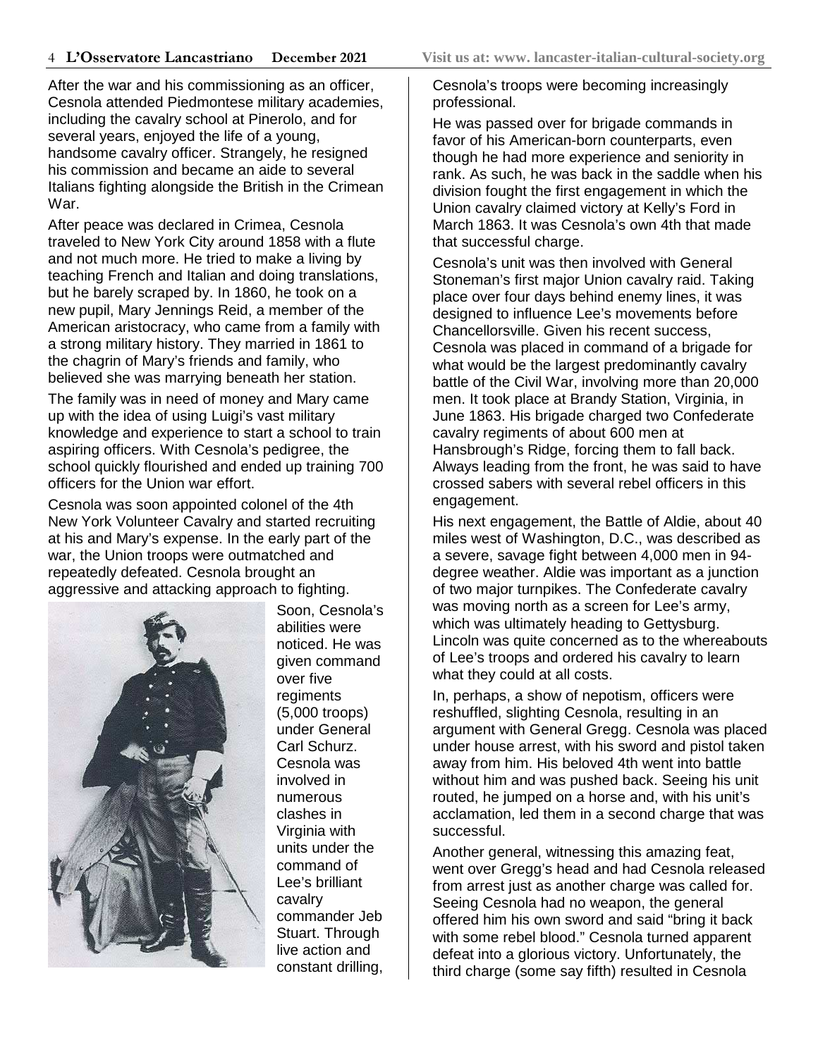After the war and his commissioning as an officer, Cesnola attended Piedmontese military academies, including the cavalry school at Pinerolo, and for several years, enjoyed the life of a young, handsome cavalry officer. Strangely, he resigned his commission and became an aide to several Italians fighting alongside the British in the Crimean War.

After peace was declared in Crimea, Cesnola traveled to New York City around 1858 with a flute and not much more. He tried to make a living by teaching French and Italian and doing translations, but he barely scraped by. In 1860, he took on a new pupil, Mary Jennings Reid, a member of the American aristocracy, who came from a family with a strong military history. They married in 1861 to the chagrin of Mary's friends and family, who believed she was marrying beneath her station.

The family was in need of money and Mary came up with the idea of using Luigi's vast military knowledge and experience to start a school to train aspiring officers. With Cesnola's pedigree, the school quickly flourished and ended up training 700 officers for the Union war effort.

Cesnola was soon appointed colonel of the 4th New York Volunteer Cavalry and started recruiting at his and Mary's expense. In the early part of the war, the Union troops were outmatched and repeatedly defeated. Cesnola brought an aggressive and attacking approach to fighting.

Soon, Cesnola's abilities were noticed. He was given command over five regiments (5,000 troops) under General Carl Schurz. Cesnola was involved in numerous clashes in Virginia with units under the command of Lee's brilliant cavalry commander Jeb Stuart. Through live action and constant drilling, Cesnola's troops were becoming increasingly professional.

He was passed over for brigade commands in favor of his American-born counterparts, even though he had more experience and seniority in rank. As such, he was back in the saddle when his division fought the first engagement in which the Union cavalry claimed victory at Kelly's Ford in March 1863. It was Cesnola's own 4th that made that successful charge.

Cesnola's unit was then involved with General Stoneman's first major Union cavalry raid. Taking place over four days behind enemy lines, it was designed to influence Lee's movements before Chancellorsville. Given his recent success, Cesnola was placed in command of a brigade for what would be the largest predominantly cavalry battle of the Civil War, involving more than 20,000 men. It took place at Brandy Station, Virginia, in June 1863. His brigade charged two Confederate cavalry regiments of about 600 men at Hansbrough's Ridge, forcing them to fall back. Always leading from the front, he was said to have crossed sabers with several rebel officers in this engagement.

His next engagement, the Battle of Aldie, about 40 miles west of Washington, D.C., was described as a severe, savage fight between 4,000 men in 94-degree weather. Aldie was important as a junction of two major turnpikes. The Confederate cavalry was moving north as a screen for Lee's army, which was ultimately heading to Gettysburg. Lincoln was quite concerned as to the whereabouts of Lee's troops and ordered his cavalry to learn what they could at all costs.

In, perhaps, a show of nepotism, officers were reshuffled, slighting Cesnola, resulting in an argument with General Gregg. Cesnola was placed under house arrest, with his sword and pistol taken away from him. His beloved 4th went into battle without him and was pushed back. Seeing his unit routed, he jumped on a horse and, with his unit's acclamation, led them in a second charge that was successful.

Another general, witnessing this amazing feat, went over Gregg's head and had Cesnola released from arrest just as another charge was called for. Seeing Cesnola had no weapon, the general offered him his own sword and said "bring it back with some rebel blood." Cesnola turned apparent defeat into a glorious victory. Unfortunately, the third charge (some say fifth) resulted in Cesnola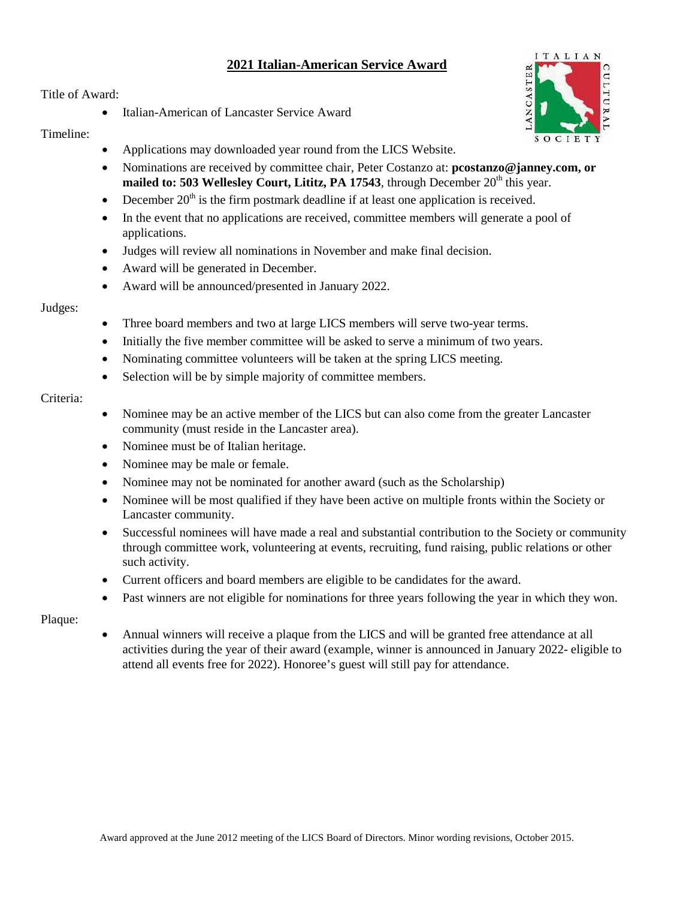# 2021 Italian-American Service Award

Title of Award:

- Italian-American of Lancaster Service Award

Timeline:

- Applications may downloaded year round from the LICS Website.
- Nominations are received by committee chair, Peter Costanzo at: **pcostanzo@janney.com, or mailed to: 503 Wellesley Court, Lititz, PA 17543**, through December 20th this year.
- December 20th is the firm postmark deadline if at least one application is received.
- In the event that no applications are received, committee members will generate a pool of applications.
- Judges will review all nominations in November and make final decision.
- Award will be generated in December.
- Award will be announced/presented in January 2022.

Judges:

- Three board members and two at large LICS members will serve two-year terms.
- Initially the five member committee will be asked to serve a minimum of two years.
- Nominating committee volunteers will be taken at the spring LICS meeting.
- Selection will be by simple majority of committee members.

Criteria:

- Nominee may be an active member of the LICS but can also come from the greater Lancaster community (must reside in the Lancaster area).
- Nominee must be of Italian heritage.
- Nominee may be male or female.
- Nominee may not be nominated for another award (such as the Scholarship)
- Nominee will be most qualified if they have been active on multiple fronts within the Society or Lancaster community.
- Successful nominees will have made a real and substantial contribution to the Society or community through committee work, volunteering at events, recruiting, fund raising, public relations or other such activity.
- Current officers and board members are eligible to be candidates for the award.
- Past winners are not eligible for nominations for three years following the year in which they won.

Plaque:

- Annual winners will receive a plaque from the LICS and will be granted free attendance at all activities during the year of their award (example, winner is announced in January 2022- eligible to attend all events free for 2022). Honoree's guest will still pay for attendance.

Award approved at the June 2012 meeting of the LICS Board of Directors. Minor wording revisions, October 2015.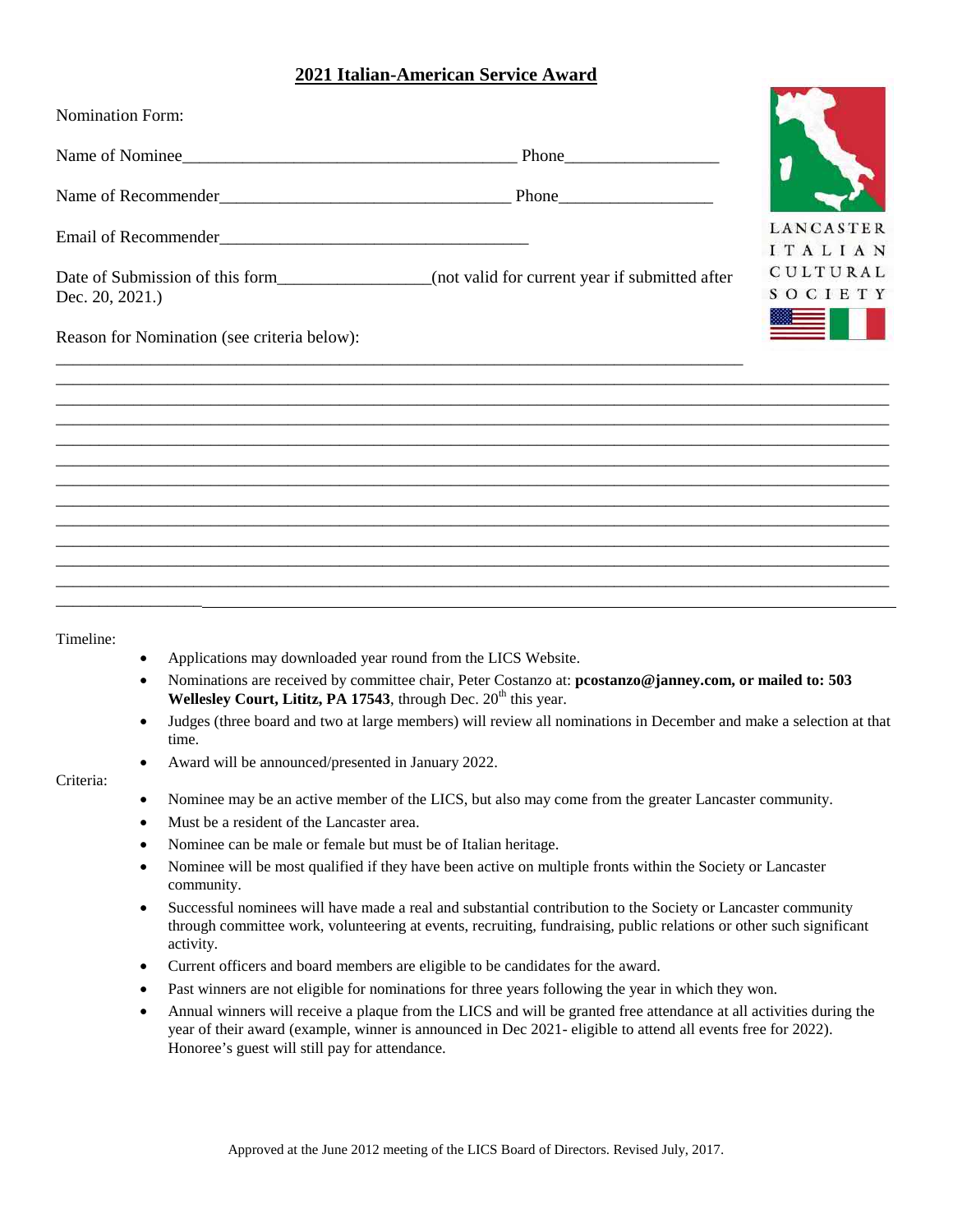# 2021 Italian-American Service Award

Nomination Form:

Name of Nominee________________________________________ Phone__________________

Name of Recommender__________________________________ Phone__________________

Email of Recommender____________________________________

Date of Submission of this form_________________(not valid for current year if submitted after Dec. 20, 2021.)

Reason for Nomination (see criteria below):

LANCASTER ITALIAN CULTURAL SOCIETY

Timeline:

- Applications may downloaded year round from the LICS Website.
- Nominations are received by committee chair, Peter Costanzo at: **pcostanzo@janney.com, or mailed to: 503 Wellesley Court, Lititz, PA 17543**, through Dec. 20th this year.
- Judges (three board and two at large members) will review all nominations in December and make a selection at that time.
- Award will be announced/presented in January 2022.

Criteria:

- Nominee may be an active member of the LICS, but also may come from the greater Lancaster community.
- Must be a resident of the Lancaster area.
- Nominee can be male or female but must be of Italian heritage.
- Nominee will be most qualified if they have been active on multiple fronts within the Society or Lancaster community.
- Successful nominees will have made a real and substantial contribution to the Society or Lancaster community through committee work, volunteering at events, recruiting, fundraising, public relations or other such significant activity.
- Current officers and board members are eligible to be candidates for the award.
- Past winners are not eligible for nominations for three years following the year in which they won.
- Annual winners will receive a plaque from the LICS and will be granted free attendance at all activities during the year of their award (example, winner is announced in Dec 2021- eligible to attend all events free for 2022). Honoree's guest will still pay for attendance.

Approved at the June 2012 meeting of the LICS Board of Directors. Revised July, 2017.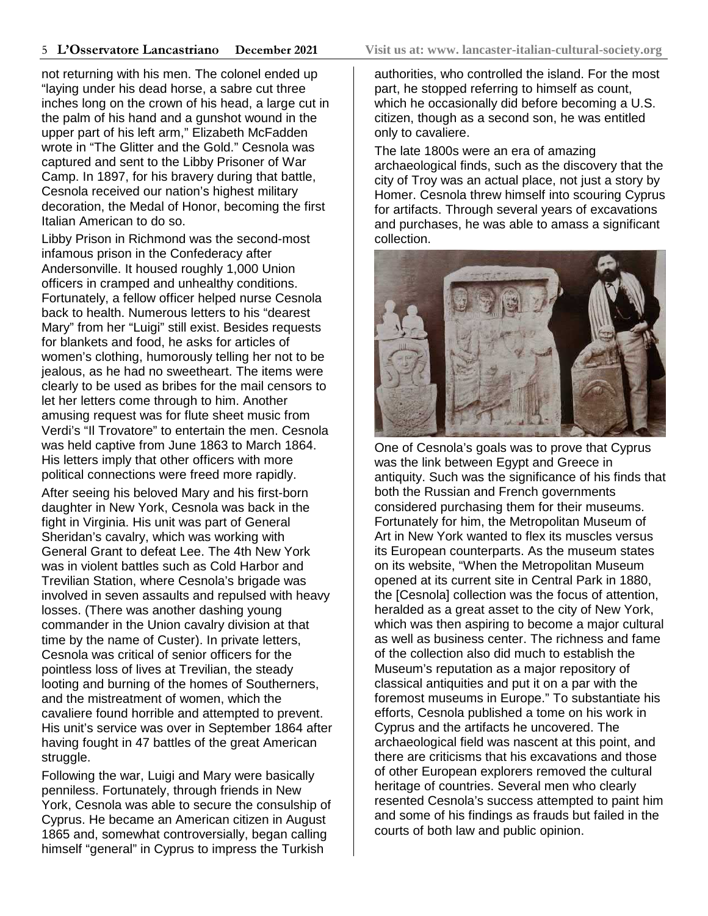not returning with his men. The colonel ended up "laying under his dead horse, a sabre cut three inches long on the crown of his head, a large cut in the palm of his hand and a gunshot wound in the upper part of his left arm," Elizabeth McFadden wrote in "The Glitter and the Gold." Cesnola was captured and sent to the Libby Prisoner of War Camp. In 1897, for his bravery during that battle, Cesnola received our nation's highest military decoration, the Medal of Honor, becoming the first Italian American to do so.

Libby Prison in Richmond was the second-most infamous prison in the Confederacy after Andersonville. It housed roughly 1,000 Union officers in cramped and unhealthy conditions. Fortunately, a fellow officer helped nurse Cesnola back to health. Numerous letters to his "dearest Mary" from her "Luigi" still exist. Besides requests for blankets and food, he asks for articles of women's clothing, humorously telling her not to be jealous, as he had no sweetheart. The items were clearly to be used as bribes for the mail censors to let her letters come through to him. Another amusing request was for flute sheet music from Verdi's "Il Trovatore" to entertain the men. Cesnola was held captive from June 1863 to March 1864. His letters imply that other officers with more political connections were freed more rapidly.

After seeing his beloved Mary and his first-born daughter in New York, Cesnola was back in the fight in Virginia. His unit was part of General Sheridan's cavalry, which was working with General Grant to defeat Lee. The 4th New York was in violent battles such as Cold Harbor and Trevilian Station, where Cesnola's brigade was involved in seven assaults and repulsed with heavy losses. (There was another dashing young commander in the Union cavalry division at that time by the name of Custer). In private letters, Cesnola was critical of senior officers for the pointless loss of lives at Trevilian, the steady looting and burning of the homes of Southerners, and the mistreatment of women, which the cavaliere found horrible and attempted to prevent. His unit's service was over in September 1864 after having fought in 47 battles of the great American struggle.

Following the war, Luigi and Mary were basically penniless. Fortunately, through friends in New York, Cesnola was able to secure the consulship of Cyprus. He became an American citizen in August 1865 and, somewhat controversially, began calling himself "general" in Cyprus to impress the Turkish authorities, who controlled the island. For the most part, he stopped referring to himself as count, which he occasionally did before becoming a U.S. citizen, though as a second son, he was entitled only to cavaliere.

The late 1800s were an era of amazing archaeological finds, such as the discovery that the city of Troy was an actual place, not just a story by Homer. Cesnola threw himself into scouring Cyprus for artifacts. Through several years of excavations and purchases, he was able to amass a significant collection.

One of Cesnola's goals was to prove that Cyprus was the link between Egypt and Greece in antiquity. Such was the significance of his finds that both the Russian and French governments considered purchasing them for their museums. Fortunately for him, the Metropolitan Museum of Art in New York wanted to flex its muscles versus its European counterparts. As the museum states on its website, "When the Metropolitan Museum opened at its current site in Central Park in 1880, the [Cesnola] collection was the focus of attention, heralded as a great asset to the city of New York, which was then aspiring to become a major cultural as well as business center. The richness and fame of the collection also did much to establish the Museum's reputation as a major repository of classical antiquities and put it on a par with the foremost museums in Europe." To substantiate his efforts, Cesnola published a tome on his work in Cyprus and the artifacts he uncovered. The archaeological field was nascent at this point, and there are criticisms that his excavations and those of other European explorers removed the cultural heritage of countries. Several men who clearly resented Cesnola's success attempted to paint him and some of his findings as frauds but failed in the courts of both law and public opinion.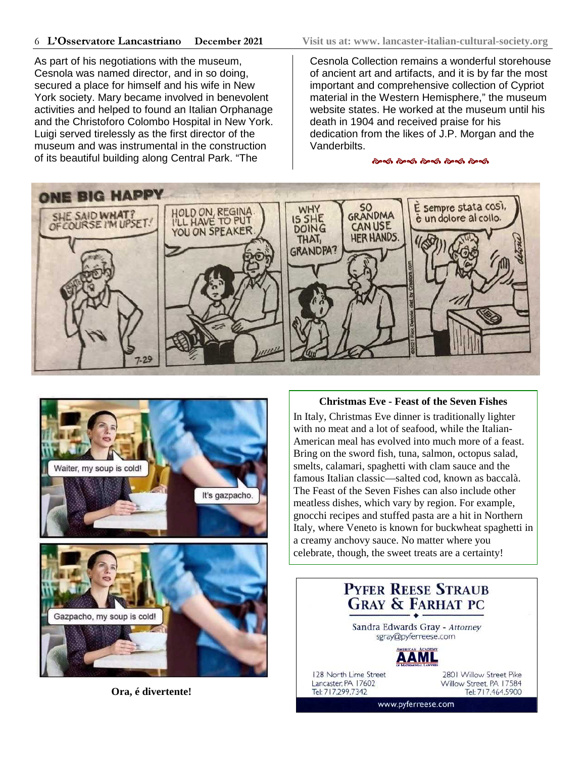As part of his negotiations with the museum, Cesnola was named director, and in so doing, secured a place for himself and his wife in New York society. Mary became involved in benevolent activities and helped to found an Italian Orphanage and the Christoforo Colombo Hospital in New York. Luigi served tirelessly as the first director of the museum and was instrumental in the construction of its beautiful building along Central Park. "The Cesnola Collection remains a wonderful storehouse of ancient art and artifacts, and it is by far the most important and comprehensive collection of Cypriot material in the Western Hemisphere," the museum website states. He worked at the museum until his death in 1904 and received praise for his dedication from the likes of J.P. Morgan and the Vanderbilts.

ONE BIG HAPPY

SHE SAID WHAT? OF COURSE I'M UPSET!

HOLD ON, REGINA. I'LL HAVE TO PUT YOU ON SPEAKER.

WHY IS SHE DOING THAT, GRANDPA?

SO GRANDMA CAN USE HER HANDS.

È sempre stata così, è un dolore al collo.

Waiter, my soup is cold!

It's gazpacho.

Gazpacho, my soup is cold!

**Ora, é divertente!**

**Christmas Eve - Feast of the Seven Fishes**

In Italy, Christmas Eve dinner is traditionally lighter with no meat and a lot of seafood, while the Italian-American meal has evolved into much more of a feast. Bring on the sword fish, tuna, salmon, octopus salad, smelts, calamari, spaghetti with clam sauce and the famous Italian classic—salted cod, known as baccalà. The Feast of the Seven Fishes can also include other meatless dishes, which vary by region. For example, gnocchi recipes and stuffed pasta are a hit in Northern Italy, where Veneto is known for buckwheat spaghetti in a creamy anchovy sauce. No matter where you celebrate, though, the sweet treats are a certainty!

**PYFER REESE STRAUB GRAY & FARHAT PC**

Sandra Edwards Gray - *Attorney*
sgray@pyferreese.com

AAML — American Academy of Matrimonial Lawyers

128 North Lime Street
Lancaster, PA 17602
Tel: 717.299.7342

2801 Willow Street Pike
Willow Street, PA 17584
Tel: 717.464.5900

www.pyferreese.com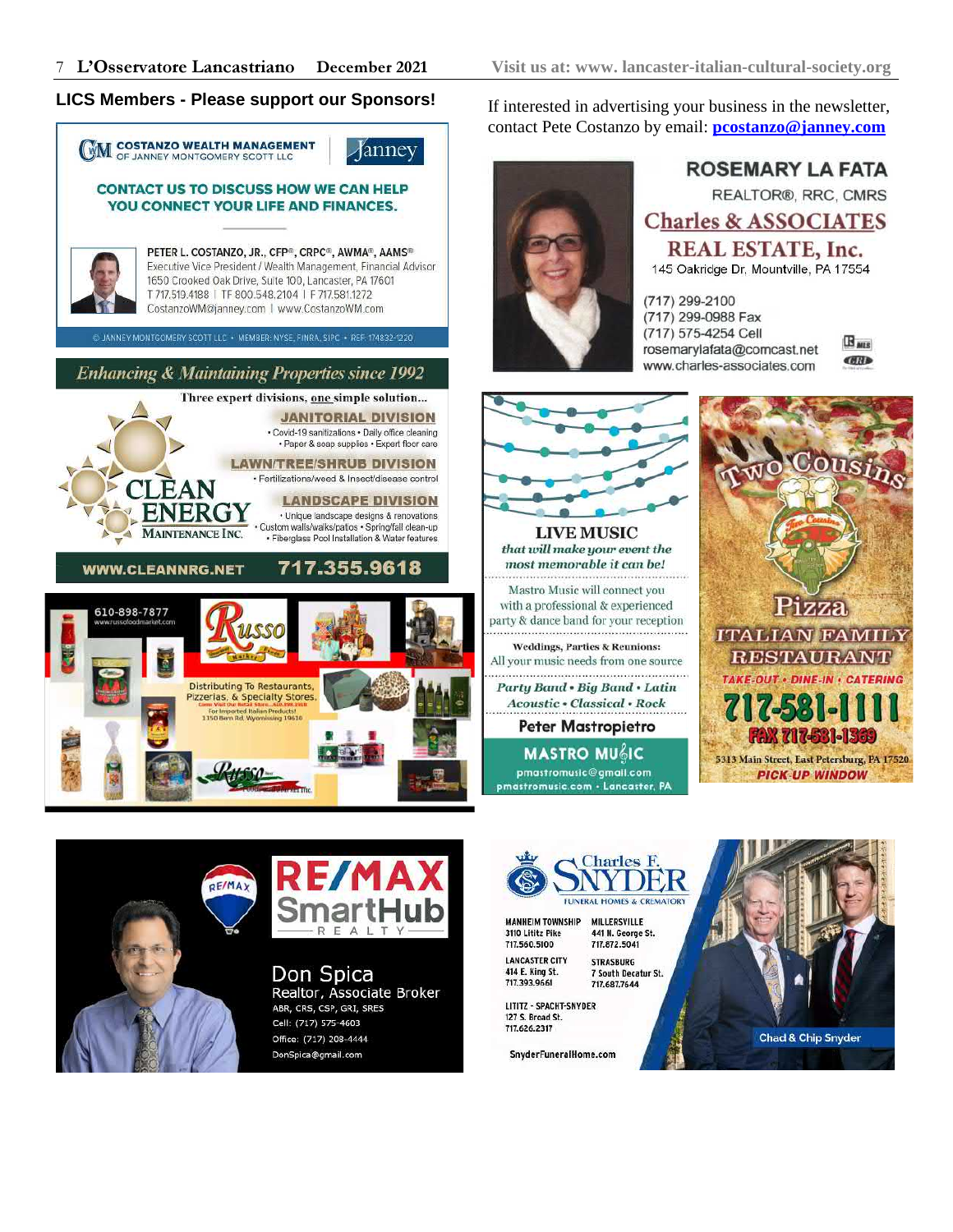## LICS Members - Please support our Sponsors!

If interested in advertising your business in the newsletter, contact Pete Costanzo by email: **pcostanzo@janney.com**

**COSTANZO WEALTH MANAGEMENT** OF JANNEY MONTGOMERY SCOTT LLC | Janney

**CONTACT US TO DISCUSS HOW WE CAN HELP YOU CONNECT YOUR LIFE AND FINANCES.**

PETER L. COSTANZO, JR., CFP®, CRPC®, AWMA®, AAMS®
Executive Vice President / Wealth Management, Financial Advisor
1650 Crooked Oak Drive, Suite 100, Lancaster, PA 17601
T 717.519.4188 | TF 800.548.2104 | F 717.581.1272
CostanzoWM@janney.com | www.CostanzoWM.com

© JANNEY MONTGOMERY SCOTT LLC • MEMBER: NYSE, FINRA, SIPC • REF. 174832-1220

---

**ROSEMARY LA FATA**
REALTOR®, RRC, CMRS
**Charles & ASSOCIATES REAL ESTATE, Inc.**
145 Oakridge Dr, Mountville, PA 17554

(717) 299-2100
(717) 299-0988 Fax
(717) 575-4254 Cell
rosemarylafata@comcast.net
www.charles-associates.com

---

*Enhancing & Maintaining Properties since 1992*

Three expert divisions, one simple solution...

**JANITORIAL DIVISION**
• Covid-19 sanitizations • Daily office cleaning
• Paper & soap supplies • Expert floor care

**LAWN/TREE/SHRUB DIVISION**
• Fertilizations/weed & Insect/disease control

**LANDSCAPE DIVISION**
• Unique landscape designs & renovations
• Custom walls/walks/patios • Spring/fall clean-up
• Fiberglass Pool Installation & Water features

**CLEAN ENERGY** MAINTENANCE INC.

**WWW.CLEANNRG.NET** **717.355.9618**

---

**LIVE MUSIC**
*that will make your event the most memorable it can be!*

Mastro Music will connect you with a professional & experienced party & dance band for your reception

**Weddings, Parties & Reunions:**
All your music needs from one source

*Party Band • Big Band • Latin Acoustic • Classical • Rock*

**Peter Mastropietro**

**MASTRO MUSIC**
pmastromusic@gmail.com
pmastromusic.com • Lancaster, PA

---

**Two Cousins Pizza**
**ITALIAN FAMILY RESTAURANT**
TAKE-OUT • DINE-IN • CATERING
**717-581-1111**
FAX 717-581-1369
5313 Main Street, East Petersburg, PA 17520
PICK-UP WINDOW

---

610-898-7877
www.russofoodmarket.com

**Russo** Market

Distributing To Restaurants, Pizzerias, & Specialty Stores.
Come Visit Our Retail Store...610.898.7877
For Imported Italian Products!
1150 Bern Rd, Wyomissing 19610

---

**RE/MAX SmartHub REALTY**

Don Spica
Realtor, Associate Broker
ABR, CRS, CSP, GRI, SRES
Cell: (717) 575-4603
Office: (717) 208-4444
DonSpica@gmail.com

---

**Charles F. SNYDER** FUNERAL HOMES & CREMATORY

MANHEIM TOWNSHIP
3110 Lititz Pike
717.560.5100

MILLERSVILLE
441 N. George St.
717.872.5041

LANCASTER CITY
414 E. King St.
717.393.9661

STRASBURG
7 South Decatur St.
717.687.7644

LITITZ - SPACHT-SNYDER
127 S. Broad St.
717.626.2317

SnyderFuneralHome.com

Chad & Chip Snyder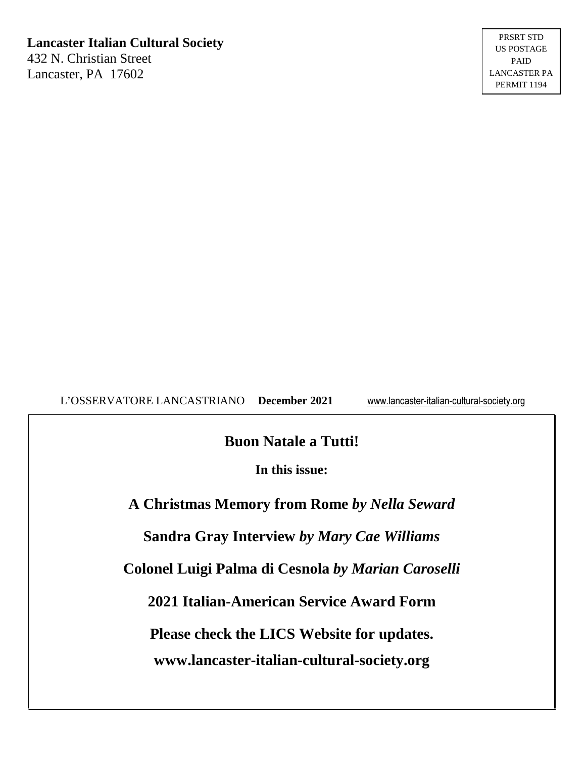**Lancaster Italian Cultural Society**
432 N. Christian Street
Lancaster, PA 17602

PRSRT STD
US POSTAGE
PAID
LANCASTER PA
PERMIT 1194

L'OSSERVATORE LANCASTRIANO **December 2021** www.lancaster-italian-cultural-society.org

## Buon Natale a Tutti!

**In this issue:**

**A Christmas Memory from Rome** ***by Nella Seward***

**Sandra Gray Interview** ***by Mary Cae Williams***

**Colonel Luigi Palma di Cesnola** ***by Marian Caroselli***

**2021 Italian-American Service Award Form**

**Please check the LICS Website for updates.**

**www.lancaster-italian-cultural-society.org**